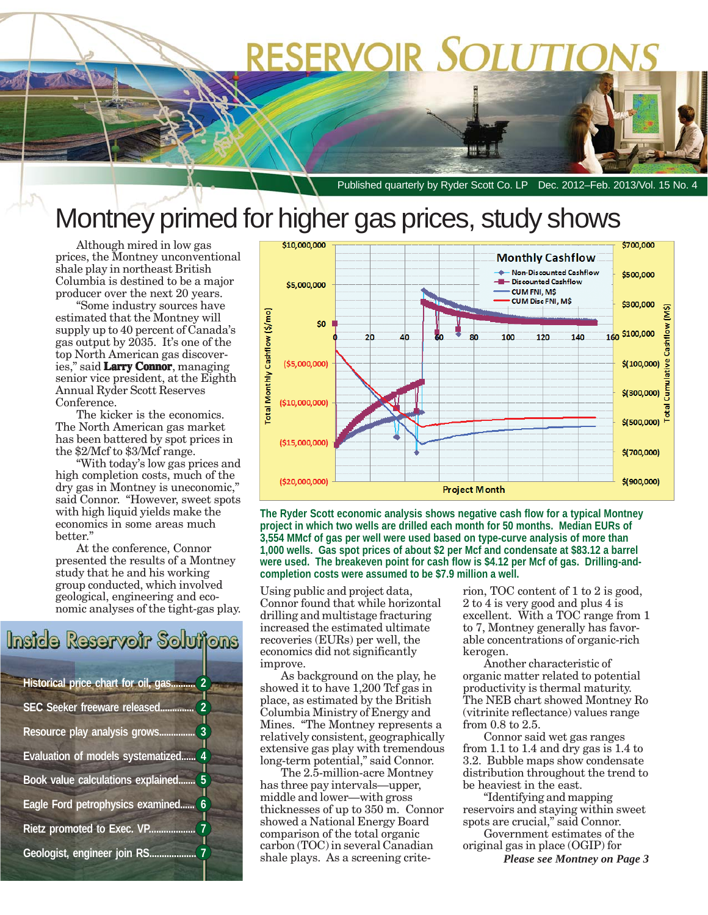# RESERVOIR SOLUTIONS

Published quarterly by Ryder Scott Co. LP Dec. 2012–Feb. 2013/Vol. 15 No. 4

# Montney primed for higher gas prices, study shows

Although mired in low gas prices, the Montney unconventional shale play in northeast British Columbia is destined to be a major producer over the next 20 years.

"Some industry sources have estimated that the Montney will supply up to 40 percent of Canada's gas output by 2035. It's one of the top North American gas discoveries," said **Larry Connor**, managing senior vice president, at the Eighth Annual Ryder Scott Reserves Conference.

The kicker is the economics. The North American gas market has been battered by spot prices in the $2/Mcf to $3/Mcf range.

"With today's low gas prices and high completion costs, much of the dry gas in Montney is uneconomic," said Connor. "However, sweet spots with high liquid yields make the economics in some areas much better."

At the conference, Connor presented the results of a Montney study that he and his working group conducted, which involved geological, engineering and economic analyses of the tight-gas play.

The Ryder Scott economic analysis shows negative cash flow for a typical Montney project in which two wells are drilled each month for 50 months. Median EURs of 3,554 MMcf of gas per well were used based on type-curve analysis of more than 1,000 wells. Gas spot prices of about $2 per Mcf and condensate at $83.12 a barrel were used. The breakeven point for cash flow is $4.12 per Mcf of gas. Drilling-and-completion costs were assumed to be $7.9 million a well.

Using public and project data, Connor found that while horizontal drilling and multistage fracturing increased the estimated ultimate recoveries (EURs) per well, the economics did not significantly improve.

As background on the play, he showed it to have 1,200 Tcf gas in place, as estimated by the British Columbia Ministry of Energy and Mines. "The Montney represents a relatively consistent, geographically extensive gas play with tremendous long-term potential," said Connor.

The 2.5-million-acre Montney has three pay intervals—upper, middle and lower—with gross thicknesses of up to 350 m. Connor showed a National Energy Board comparison of the total organic carbon (TOC) in several Canadian shale plays. As a screening criterion, TOC content of 1 to 2 is good, 2 to 4 is very good and plus 4 is excellent. With a TOC range from 1 to 7, Montney generally has favorable concentrations of organic-rich kerogen.

Another characteristic of organic matter related to potential productivity is thermal maturity. The NEB chart showed Montney Ro (vitrinite reflectance) values range from 0.8 to 2.5.

Connor said wet gas ranges from 1.1 to 1.4 and dry gas is 1.4 to 3.2. Bubble maps show condensate distribution throughout the trend to be heaviest in the east.

"Identifying and mapping reservoirs and staying within sweet spots are crucial," said Connor.

Government estimates of the original gas in place (OGIP) for

***Please see Montney on Page 3***

## Inside Reservoir Solutions

- Historical price chart for oil, gas.......... 2
- SEC Seeker freeware released.............. 2
- Resource play analysis grows............... 3
- Evaluation of models systematized...... 4
- Book value calculations explained....... 5
- Eagle Ford petrophysics examined...... 6
- Rietz promoted to Exec. VP................... 7
- Geologist, engineer join RS................... 7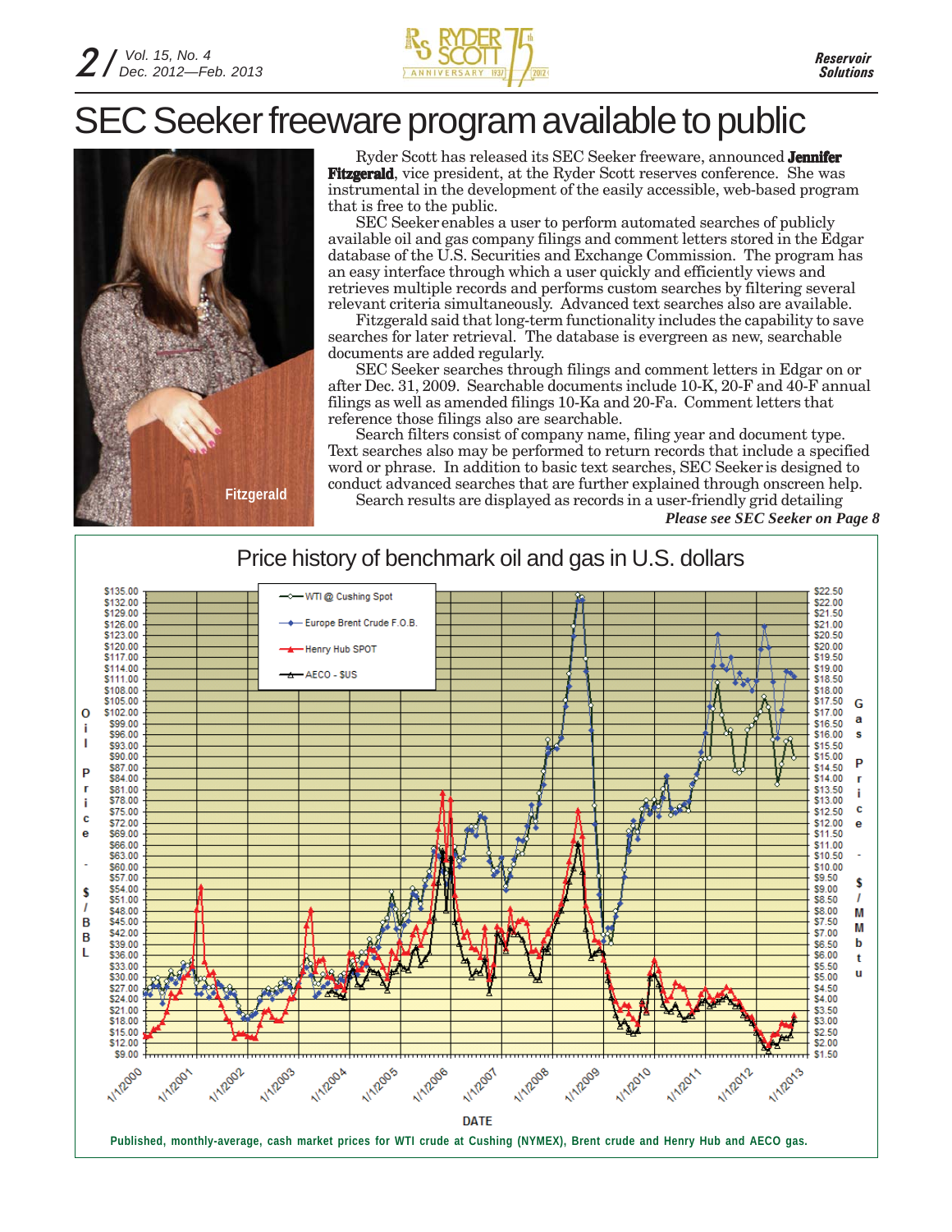# SEC Seeker freeware program available to public

Fitzgerald

Ryder Scott has released its SEC Seeker freeware, announced **Jennifer Fitzgerald**, vice president, at the Ryder Scott reserves conference. She was instrumental in the development of the easily accessible, web-based program that is free to the public.

SEC Seeker enables a user to perform automated searches of publicly available oil and gas company filings and comment letters stored in the Edgar database of the U.S. Securities and Exchange Commission. The program has an easy interface through which a user quickly and efficiently views and retrieves multiple records and performs custom searches by filtering several relevant criteria simultaneously. Advanced text searches also are available.

Fitzgerald said that long-term functionality includes the capability to save searches for later retrieval. The database is evergreen as new, searchable documents are added regularly.

SEC Seeker searches through filings and comment letters in Edgar on or after Dec. 31, 2009. Searchable documents include 10-K, 20-F and 40-F annual filings as well as amended filings 10-Ka and 20-Fa. Comment letters that reference those filings also are searchable.

Search filters consist of company name, filing year and document type. Text searches also may be performed to return records that include a specified word or phrase. In addition to basic text searches, SEC Seeker is designed to conduct advanced searches that are further explained through onscreen help.

Search results are displayed as records in a user-friendly grid detailing

*Please see SEC Seeker on Page 8*

## Price history of benchmark oil and gas in U.S. dollars

Published, monthly-average, cash market prices for WTI crude at Cushing (NYMEX), Brent crude and Henry Hub and AECO gas.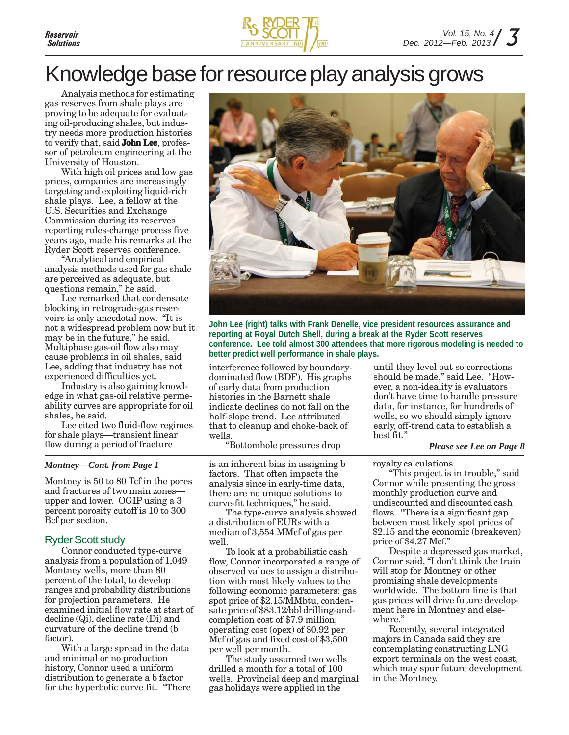# Knowledge base for resource play analysis grows

Analysis methods for estimating gas reserves from shale plays are proving to be adequate for evaluating oil-producing shales, but industry needs more production histories to verify that, said **John Lee**, professor of petroleum engineering at the University of Houston.

With high oil prices and low gas prices, companies are increasingly targeting and exploiting liquid-rich shale plays. Lee, a fellow at the U.S. Securities and Exchange Commission during its reserves reporting rules-change process five years ago, made his remarks at the Ryder Scott reserves conference.

"Analytical and empirical analysis methods used for gas shale are perceived as adequate, but questions remain," he said.

Lee remarked that condensate blocking in retrograde-gas reservoirs is only anecdotal now. "It is not a widespread problem now but it may be in the future," he said. Multiphase gas-oil flow also may cause problems in oil shales, said Lee, adding that industry has not experienced difficulties yet.

Industry is also gaining knowledge in what gas-oil relative permeability curves are appropriate for oil shales, he said.

Lee cited two fluid-flow regimes for shale plays—transient linear flow during a period of fracture interference followed by boundary-dominated flow (BDF). His graphs of early data from production histories in the Barnett shale indicate declines do not fall on the half-slope trend. Lee attributed that to cleanup and choke-back of wells.

"Bottomhole pressures drop until they level out so corrections should be made," said Lee. "However, a non-ideality is evaluators don't have time to handle pressure data, for instance, for hundreds of wells, so we should simply ignore early, off-trend data to establish a best fit."

*Please see Lee on Page 8*

John Lee (right) talks with Frank Denelle, vice president resources assurance and reporting at Royal Dutch Shell, during a break at the Ryder Scott reserves conference. Lee told almost 300 attendees that more rigorous modeling is needed to better predict well performance in shale plays.

---

*Montney—Cont. from Page 1*

Montney is 50 to 80 Tcf in the pores and fractures of two main zones—upper and lower. OGIP using a 3 percent porosity cutoff is 10 to 300 Bcf per section.

## Ryder Scott study

Connor conducted type-curve analysis from a population of 1,049 Montney wells, more than 80 percent of the total, to develop ranges and probability distributions for projection parameters. He examined initial flow rate at start of decline (Qi), decline rate (Di) and curvature of the decline trend (b factor).

With a large spread in the data and minimal or no production history, Connor used a uniform distribution to generate a b factor for the hyperbolic curve fit. "There is an inherent bias in assigning b factors. That often impacts the analysis since in early-time data, there are no unique solutions to curve-fit techniques," he said.

The type-curve analysis showed a distribution of EURs with a median of 3,554 MMcf of gas per well.

To look at a probabilistic cash flow, Connor incorporated a range of observed values to assign a distribution with most likely values to the following economic parameters: gas spot price of $2.15/MMbtu, condensate price of $83.12/bbl drilling-and-completion cost of $7.9 million, operating cost (opex) of $0.92 per Mcf of gas and fixed cost of $3,500 per well per month.

The study assumed two wells drilled a month for a total of 100 wells. Provincial deep and marginal gas holidays were applied in the royalty calculations.

"This project is in trouble," said Connor while presenting the gross monthly production curve and undiscounted and discounted cash flows. "There is a significant gap between most likely spot prices of $2.15 and the economic (breakeven) price of $4.27 Mcf."

Despite a depressed gas market, Connor said, "I don't think the train will stop for Montney or other promising shale developments worldwide. The bottom line is that gas prices will drive future development here in Montney and elsewhere."

Recently, several integrated majors in Canada said they are contemplating constructing LNG export terminals on the west coast, which may spur future development in the Montney.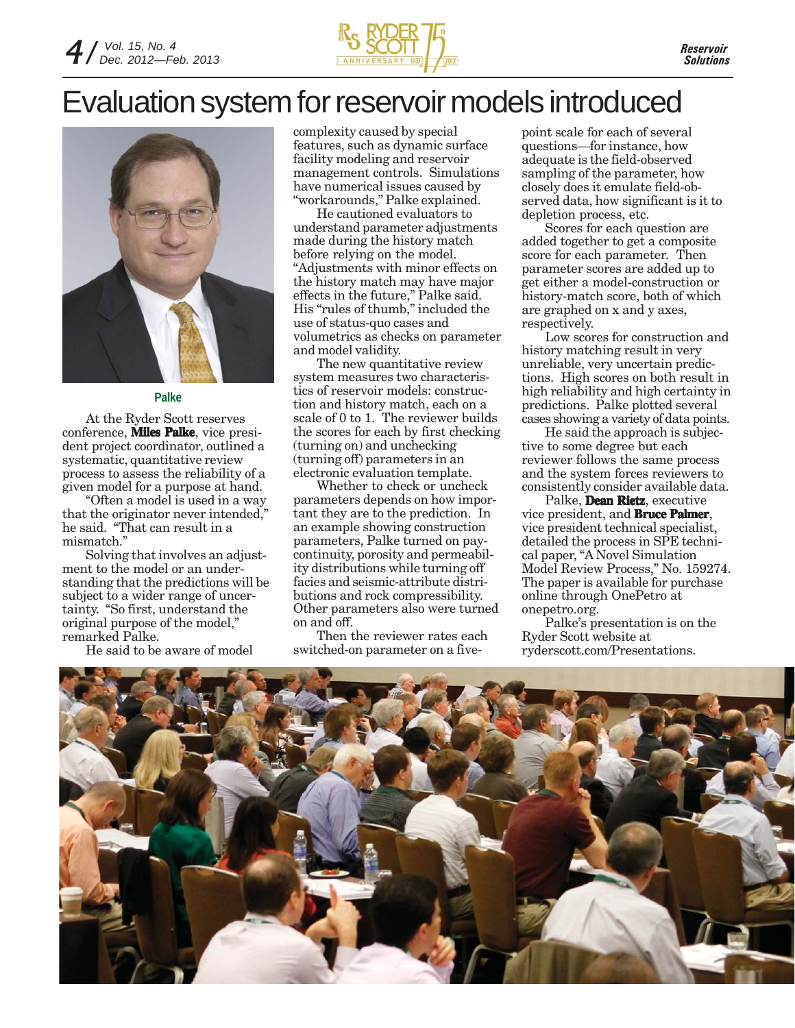# Evaluation system for reservoir models introduced

Palke

At the Ryder Scott reserves conference, **Miles Palke**, vice president project coordinator, outlined a systematic, quantitative review process to assess the reliability of a given model for a purpose at hand.

"Often a model is used in a way that the originator never intended," he said. "That can result in a mismatch."

Solving that involves an adjustment to the model or an understanding that the predictions will be subject to a wider range of uncertainty. "So first, understand the original purpose of the model," remarked Palke.

He said to be aware of model complexity caused by special features, such as dynamic surface facility modeling and reservoir management controls. Simulations have numerical issues caused by "workarounds," Palke explained.

He cautioned evaluators to understand parameter adjustments made during the history match before relying on the model. "Adjustments with minor effects on the history match may have major effects in the future," Palke said. His "rules of thumb," included the use of status-quo cases and volumetrics as checks on parameter and model validity.

The new quantitative review system measures two characteristics of reservoir models: construction and history match, each on a scale of 0 to 1. The reviewer builds the scores for each by first checking (turning on) and unchecking (turning off) parameters in an electronic evaluation template.

Whether to check or uncheck parameters depends on how important they are to the prediction. In an example showing construction parameters, Palke turned on pay-continuity, porosity and permeability distributions while turning off facies and seismic-attribute distributions and rock compressibility. Other parameters also were turned on and off.

Then the reviewer rates each switched-on parameter on a five-point scale for each of several questions—for instance, how adequate is the field-observed sampling of the parameter, how closely does it emulate field-observed data, how significant is it to depletion process, etc.

Scores for each question are added together to get a composite score for each parameter. Then parameter scores are added up to get either a model-construction or history-match score, both of which are graphed on x and y axes, respectively.

Low scores for construction and history matching result in very unreliable, very uncertain predictions. High scores on both result in high reliability and high certainty in predictions. Palke plotted several cases showing a variety of data points.

He said the approach is subjective to some degree but each reviewer follows the same process and the system forces reviewers to consistently consider available data.

Palke, **Dean Rietz**, executive vice president, and **Bruce Palmer**, vice president technical specialist, detailed the process in SPE technical paper, "A Novel Simulation Model Review Process," No. 159274. The paper is available for purchase online through OnePetro at onepetro.org.

Palke's presentation is on the Ryder Scott website at ryderscott.com/Presentations.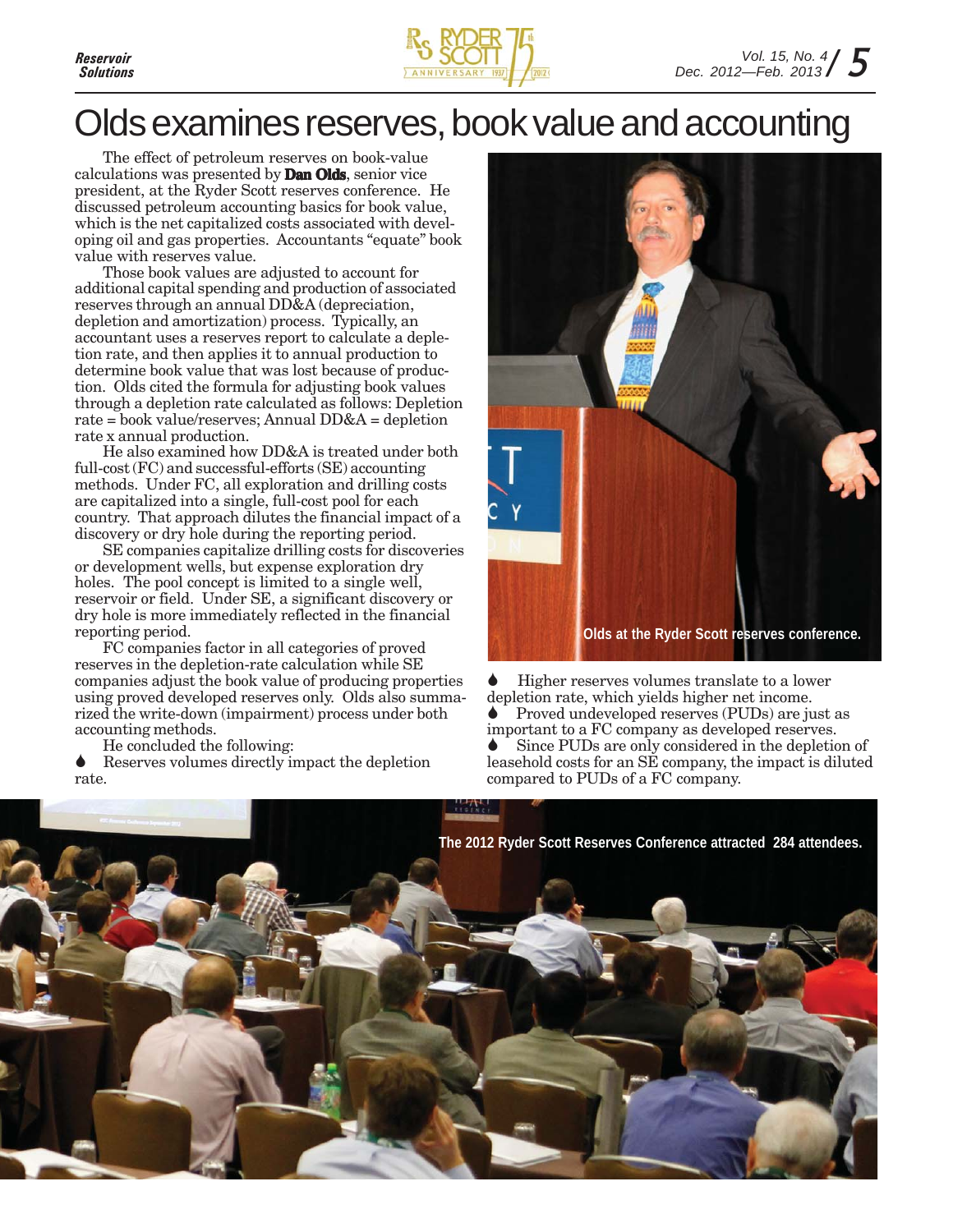# Olds examines reserves, book value and accounting

The effect of petroleum reserves on book-value calculations was presented by **Dan Olds**, senior vice president, at the Ryder Scott reserves conference. He discussed petroleum accounting basics for book value, which is the net capitalized costs associated with developing oil and gas properties. Accountants "equate" book value with reserves value.

Those book values are adjusted to account for additional capital spending and production of associated reserves through an annual DD&A (depreciation, depletion and amortization) process. Typically, an accountant uses a reserves report to calculate a depletion rate, and then applies it to annual production to determine book value that was lost because of production. Olds cited the formula for adjusting book values through a depletion rate calculated as follows: Depletion rate = book value/reserves; Annual DD&A = depletion rate x annual production.

He also examined how DD&A is treated under both full-cost (FC) and successful-efforts (SE) accounting methods. Under FC, all exploration and drilling costs are capitalized into a single, full-cost pool for each country. That approach dilutes the financial impact of a discovery or dry hole during the reporting period.

SE companies capitalize drilling costs for discoveries or development wells, but expense exploration dry holes. The pool concept is limited to a single well, reservoir or field. Under SE, a significant discovery or dry hole is more immediately reflected in the financial reporting period.

FC companies factor in all categories of proved reserves in the depletion-rate calculation while SE companies adjust the book value of producing properties using proved developed reserves only. Olds also summarized the write-down (impairment) process under both accounting methods.

He concluded the following:

- Reserves volumes directly impact the depletion rate.
- Higher reserves volumes translate to a lower depletion rate, which yields higher net income.
- Proved undeveloped reserves (PUDs) are just as important to a FC company as developed reserves.
- Since PUDs are only considered in the depletion of leasehold costs for an SE company, the impact is diluted compared to PUDs of a FC company.

Olds at the Ryder Scott reserves conference.

The 2012 Ryder Scott Reserves Conference attracted 284 attendees.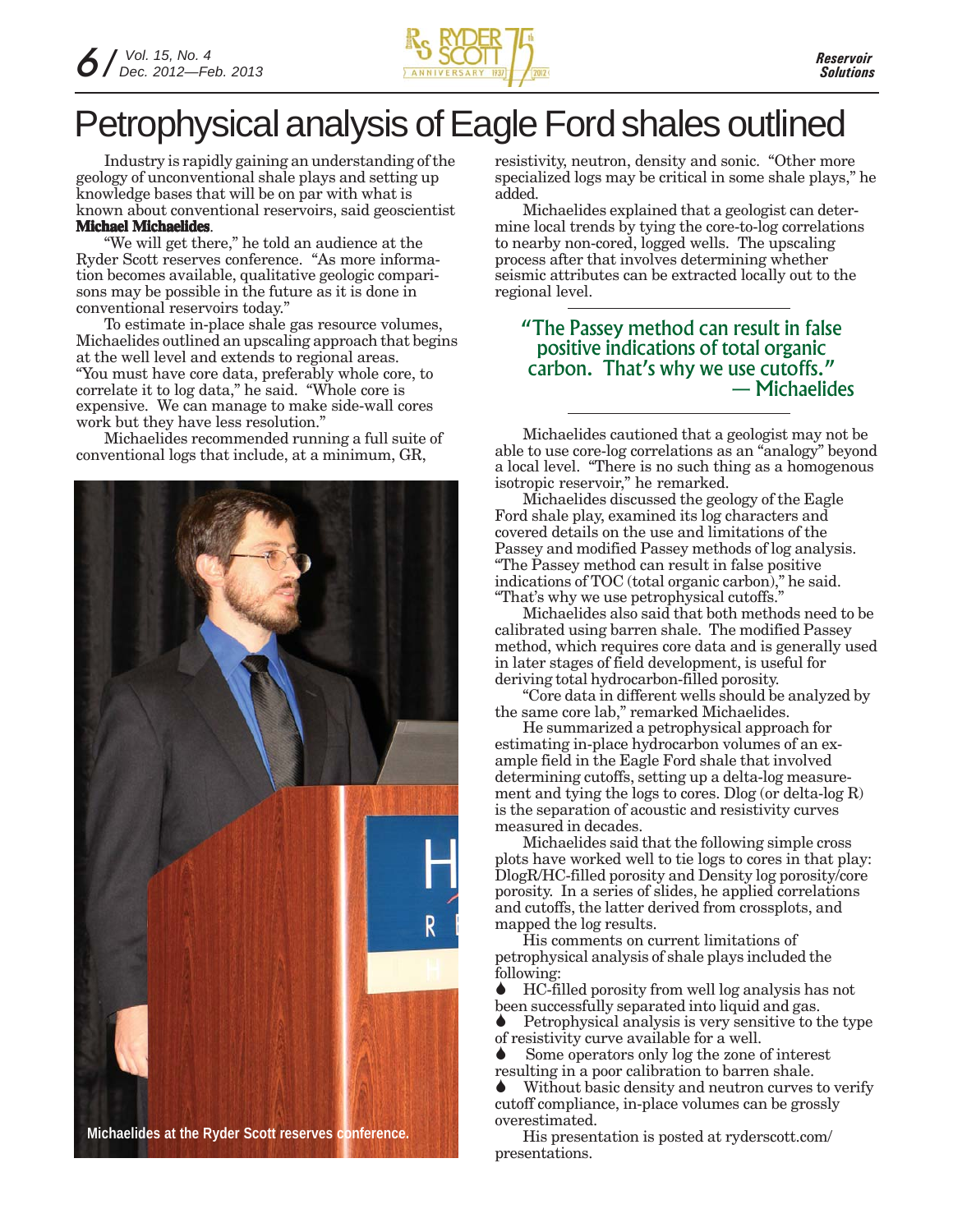# Petrophysical analysis of Eagle Ford shales outlined

Industry is rapidly gaining an understanding of the geology of unconventional shale plays and setting up knowledge bases that will be on par with what is known about conventional reservoirs, said geoscientist **Michael Michaelides**.

"We will get there," he told an audience at the Ryder Scott reserves conference. "As more information becomes available, qualitative geologic comparisons may be possible in the future as it is done in conventional reservoirs today."

To estimate in-place shale gas resource volumes, Michaelides outlined an upscaling approach that begins at the well level and extends to regional areas. "You must have core data, preferably whole core, to correlate it to log data," he said. "Whole core is expensive. We can manage to make side-wall cores work but they have less resolution."

Michaelides recommended running a full suite of conventional logs that include, at a minimum, GR, resistivity, neutron, density and sonic. "Other more specialized logs may be critical in some shale plays," he added.

Michaelides explained that a geologist can determine local trends by tying the core-to-log correlations to nearby non-cored, logged wells. The upscaling process after that involves determining whether seismic attributes can be extracted locally out to the regional level.

Michaelides at the Ryder Scott reserves conference.

> "The Passey method can result in false positive indications of total organic carbon. That's why we use cutoffs."
> — Michaelides

Michaelides cautioned that a geologist may not be able to use core-log correlations as an "analogy" beyond a local level. "There is no such thing as a homogenous isotropic reservoir," he remarked.

Michaelides discussed the geology of the Eagle Ford shale play, examined its log characters and covered details on the use and limitations of the Passey and modified Passey methods of log analysis. "The Passey method can result in false positive indications of TOC (total organic carbon)," he said. "That's why we use petrophysical cutoffs."

Michaelides also said that both methods need to be calibrated using barren shale. The modified Passey method, which requires core data and is generally used in later stages of field development, is useful for deriving total hydrocarbon-filled porosity.

"Core data in different wells should be analyzed by the same core lab," remarked Michaelides.

He summarized a petrophysical approach for estimating in-place hydrocarbon volumes of an example field in the Eagle Ford shale that involved determining cutoffs, setting up a delta-log measurement and tying the logs to cores. Dlog (or delta-log R) is the separation of acoustic and resistivity curves measured in decades.

Michaelides said that the following simple cross plots have worked well to tie logs to cores in that play: DlogR/HC-filled porosity and Density log porosity/core porosity. In a series of slides, he applied correlations and cutoffs, the latter derived from crossplots, and mapped the log results.

His comments on current limitations of petrophysical analysis of shale plays included the following:

- HC-filled porosity from well log analysis has not been successfully separated into liquid and gas.
- Petrophysical analysis is very sensitive to the type of resistivity curve available for a well.
- Some operators only log the zone of interest resulting in a poor calibration to barren shale.
- Without basic density and neutron curves to verify cutoff compliance, in-place volumes can be grossly overestimated.

His presentation is posted at ryderscott.com/presentations.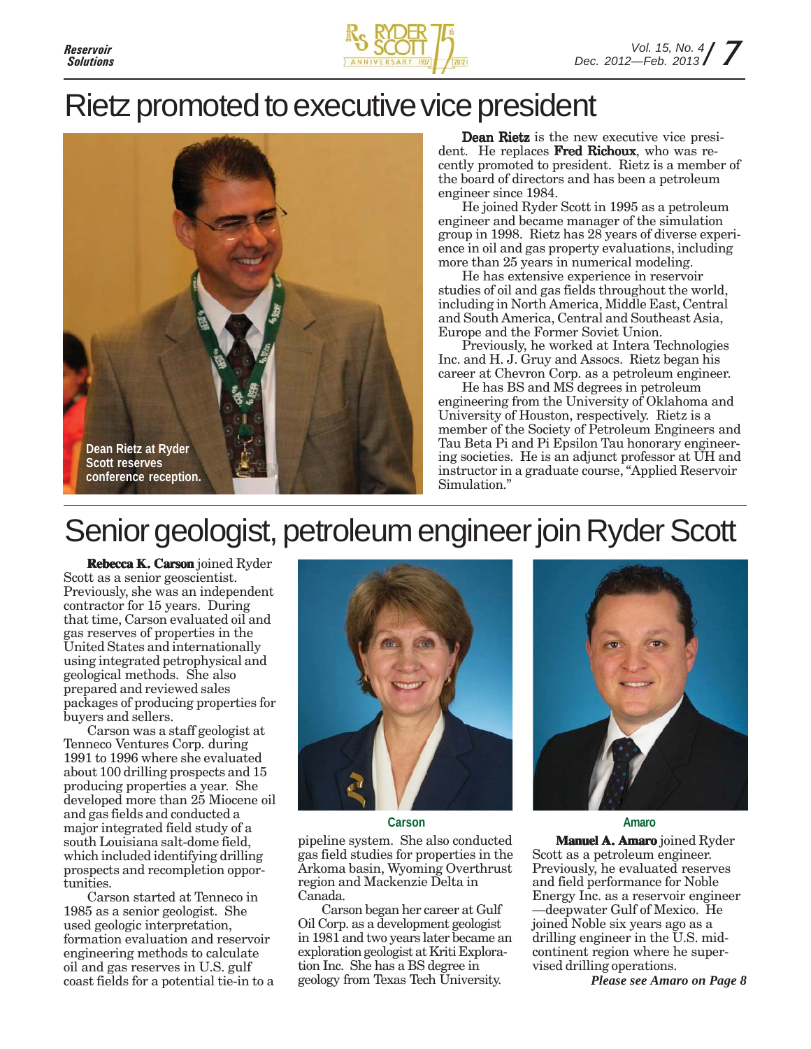# Rietz promoted to executive vice president

Dean Rietz at Ryder Scott reserves conference reception.

**Dean Rietz** is the new executive vice president. He replaces **Fred Richoux**, who was recently promoted to president. Rietz is a member of the board of directors and has been a petroleum engineer since 1984.

He joined Ryder Scott in 1995 as a petroleum engineer and became manager of the simulation group in 1998. Rietz has 28 years of diverse experience in oil and gas property evaluations, including more than 25 years in numerical modeling.

He has extensive experience in reservoir studies of oil and gas fields throughout the world, including in North America, Middle East, Central and South America, Central and Southeast Asia, Europe and the Former Soviet Union.

Previously, he worked at Intera Technologies Inc. and H. J. Gruy and Assocs. Rietz began his career at Chevron Corp. as a petroleum engineer.

He has BS and MS degrees in petroleum engineering from the University of Oklahoma and University of Houston, respectively. Rietz is a member of the Society of Petroleum Engineers and Tau Beta Pi and Pi Epsilon Tau honorary engineering societies. He is an adjunct professor at UH and instructor in a graduate course, "Applied Reservoir Simulation."

# Senior geologist, petroleum engineer join Ryder Scott

**Rebecca K. Carson** joined Ryder Scott as a senior geoscientist. Previously, she was an independent contractor for 15 years. During that time, Carson evaluated oil and gas reserves of properties in the United States and internationally using integrated petrophysical and geological methods. She also prepared and reviewed sales packages of producing properties for buyers and sellers.

Carson was a staff geologist at Tenneco Ventures Corp. during 1991 to 1996 where she evaluated about 100 drilling prospects and 15 producing properties a year. She developed more than 25 Miocene oil and gas fields and conducted a major integrated field study of a south Louisiana salt-dome field, which included identifying drilling prospects and recompletion opportunities.

Carson started at Tenneco in 1985 as a senior geologist. She used geologic interpretation, formation evaluation and reservoir engineering methods to calculate oil and gas reserves in U.S. gulf coast fields for a potential tie-in to a pipeline system. She also conducted gas field studies for properties in the Arkoma basin, Wyoming Overthrust region and Mackenzie Delta in Canada.

Carson began her career at Gulf Oil Corp. as a development geologist in 1981 and two years later became an exploration geologist at Kriti Exploration Inc. She has a BS degree in geology from Texas Tech University.

Carson

Amaro

**Manuel A. Amaro** joined Ryder Scott as a petroleum engineer. Previously, he evaluated reserves and field performance for Noble Energy Inc. as a reservoir engineer—deepwater Gulf of Mexico. He joined Noble six years ago as a drilling engineer in the U.S. midcontinent region where he supervised drilling operations.

*Please see Amaro on Page 8*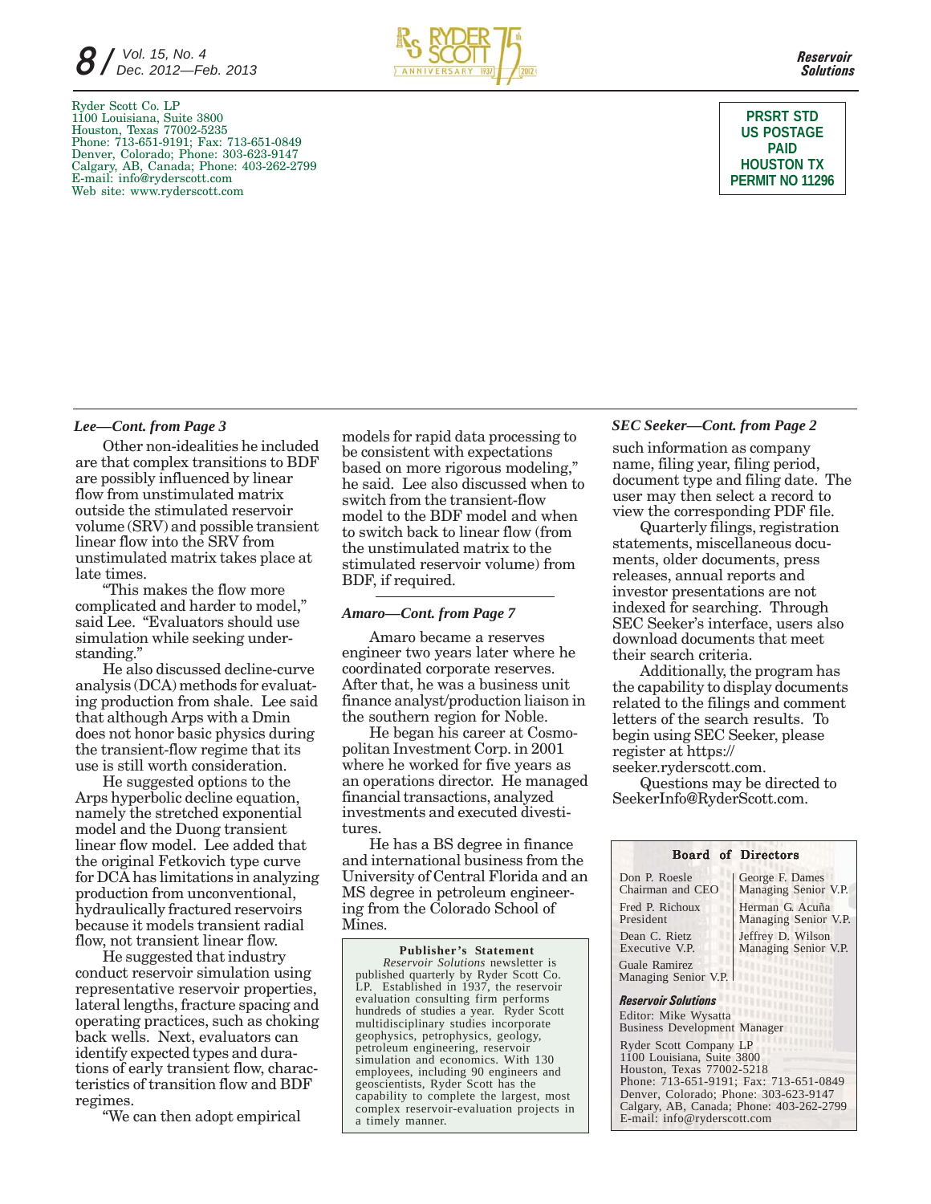Ryder Scott Co. LP
1100 Louisiana, Suite 3800
Houston, Texas 77002-5235
Phone: 713-651-9191; Fax: 713-651-0849
Denver, Colorado; Phone: 303-623-9147
Calgary, AB, Canada; Phone: 403-262-2799
E-mail: info@ryderscott.com
Web site: www.ryderscott.com

PRSRT STD
US POSTAGE
PAID
HOUSTON TX
PERMIT NO 11296

### *Lee—Cont. from Page 3*

Other non-idealities he included are that complex transitions to BDF are possibly influenced by linear flow from unstimulated matrix outside the stimulated reservoir volume (SRV) and possible transient linear flow into the SRV from unstimulated matrix takes place at late times.

"This makes the flow more complicated and harder to model," said Lee. "Evaluators should use simulation while seeking understanding."

He also discussed decline-curve analysis (DCA) methods for evaluating production from shale. Lee said that although Arps with a Dmin does not honor basic physics during the transient-flow regime that its use is still worth consideration.

He suggested options to the Arps hyperbolic decline equation, namely the stretched exponential model and the Duong transient linear flow model. Lee added that the original Fetkovich type curve for DCA has limitations in analyzing production from unconventional, hydraulically fractured reservoirs because it models transient radial flow, not transient linear flow.

He suggested that industry conduct reservoir simulation using representative reservoir properties, lateral lengths, fracture spacing and operating practices, such as choking back wells. Next, evaluators can identify expected types and durations of early transient flow, characteristics of transition flow and BDF regimes.

"We can then adopt empirical models for rapid data processing to be consistent with expectations based on more rigorous modeling," he said. Lee also discussed when to switch from the transient-flow model to the BDF model and when to switch back to linear flow (from the unstimulated matrix to the stimulated reservoir volume) from BDF, if required.

### *Amaro—Cont. from Page 7*

Amaro became a reserves engineer two years later where he coordinated corporate reserves. After that, he was a business unit finance analyst/production liaison in the southern region for Noble.

He began his career at Cosmopolitan Investment Corp. in 2001 where he worked for five years as an operations director. He managed financial transactions, analyzed investments and executed divestitures.

He has a BS degree in finance and international business from the University of Central Florida and an MS degree in petroleum engineering from the Colorado School of Mines.

### *SEC Seeker—Cont. from Page 2*

such information as company name, filing year, filing period, document type and filing date. The user may then select a record to view the corresponding PDF file.

Quarterly filings, registration statements, miscellaneous documents, older documents, press releases, annual reports and investor presentations are not indexed for searching. Through SEC Seeker's interface, users also download documents that meet their search criteria.

Additionally, the program has the capability to display documents related to the filings and comment letters of the search results. To begin using SEC Seeker, please register at https://seeker.ryderscott.com.

Questions may be directed to SeekerInfo@RyderScott.com.

**Publisher's Statement**

*Reservoir Solutions* newsletter is published quarterly by Ryder Scott Co. LP. Established in 1937, the reservoir evaluation consulting firm performs hundreds of studies a year. Ryder Scott multidisciplinary studies incorporate geophysics, petrophysics, geology, petroleum engineering, reservoir simulation and economics. With 130 employees, including 90 engineers and geoscientists, Ryder Scott has the capability to complete the largest, most complex reservoir-evaluation projects in a timely manner.

**Board of Directors**

Don P. Roesle
Chairman and CEO

Fred P. Richoux
President

Dean C. Rietz
Executive V.P.

Guale Ramirez
Managing Senior V.P.

George F. Dames
Managing Senior V.P.

Herman G. Acuña
Managing Senior V.P.

Jeffrey D. Wilson
Managing Senior V.P.

***Reservoir Solutions***

Editor: Mike Wysatta
Business Development Manager

Ryder Scott Company LP
1100 Louisiana, Suite 3800
Houston, Texas 77002-5218
Phone: 713-651-9191; Fax: 713-651-0849
Denver, Colorado; Phone: 303-623-9147
Calgary, AB, Canada; Phone: 403-262-2799
E-mail: info@ryderscott.com